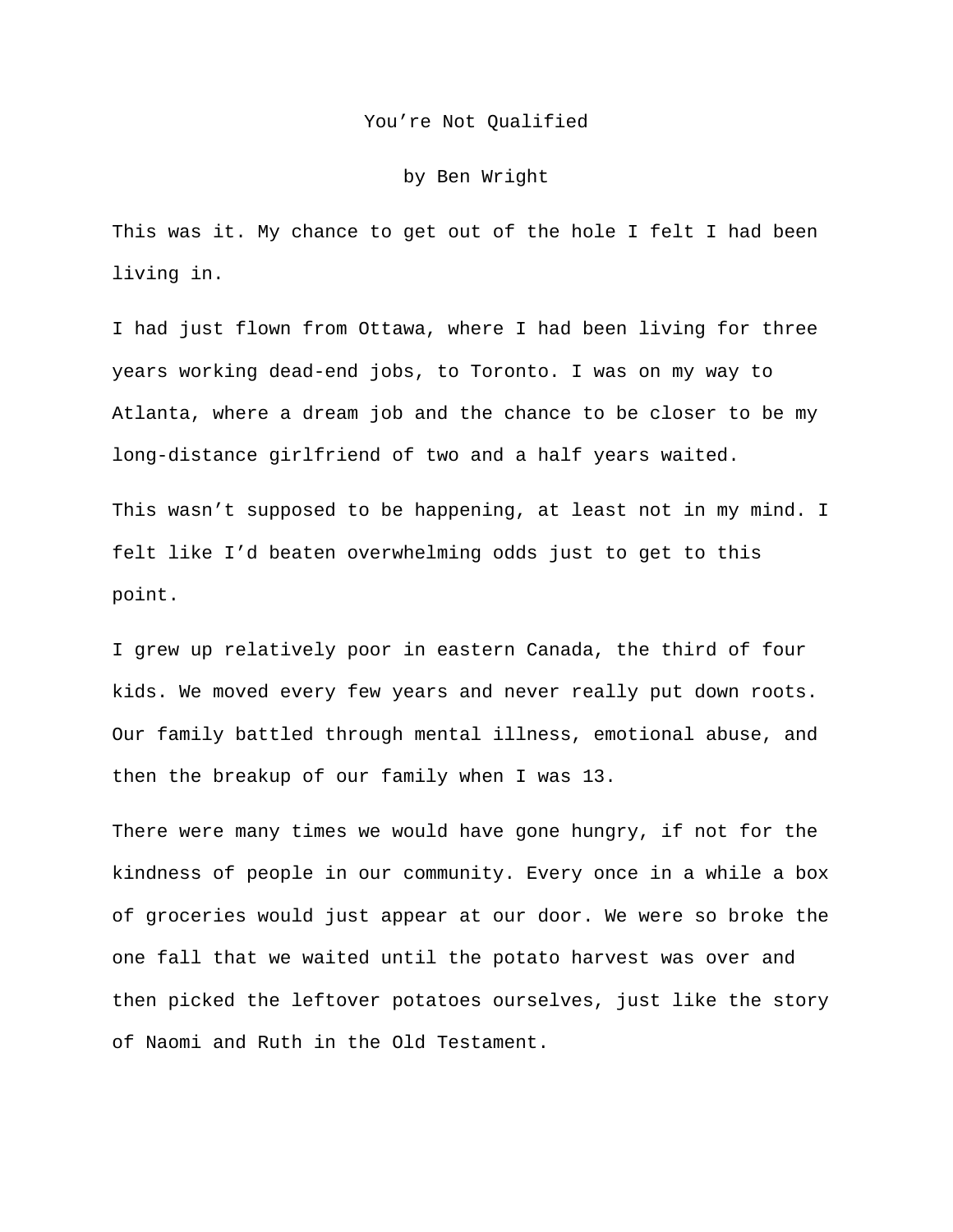# You're Not Qualified

by Ben Wright

This was it. My chance to get out of the hole I felt I had been living in.

I had just flown from Ottawa, where I had been living for three years working dead-end jobs, to Toronto. I was on my way to Atlanta, where a dream job and the chance to be closer to be my long-distance girlfriend of two and a half years waited.

This wasn't supposed to be happening, at least not in my mind. I felt like I'd beaten overwhelming odds just to get to this point.

I grew up relatively poor in eastern Canada, the third of four kids. We moved every few years and never really put down roots. Our family battled through mental illness, emotional abuse, and then the breakup of our family when I was 13.

There were many times we would have gone hungry, if not for the kindness of people in our community. Every once in a while a box of groceries would just appear at our door. We were so broke the one fall that we waited until the potato harvest was over and then picked the leftover potatoes ourselves, just like the story of Naomi and Ruth in the Old Testament.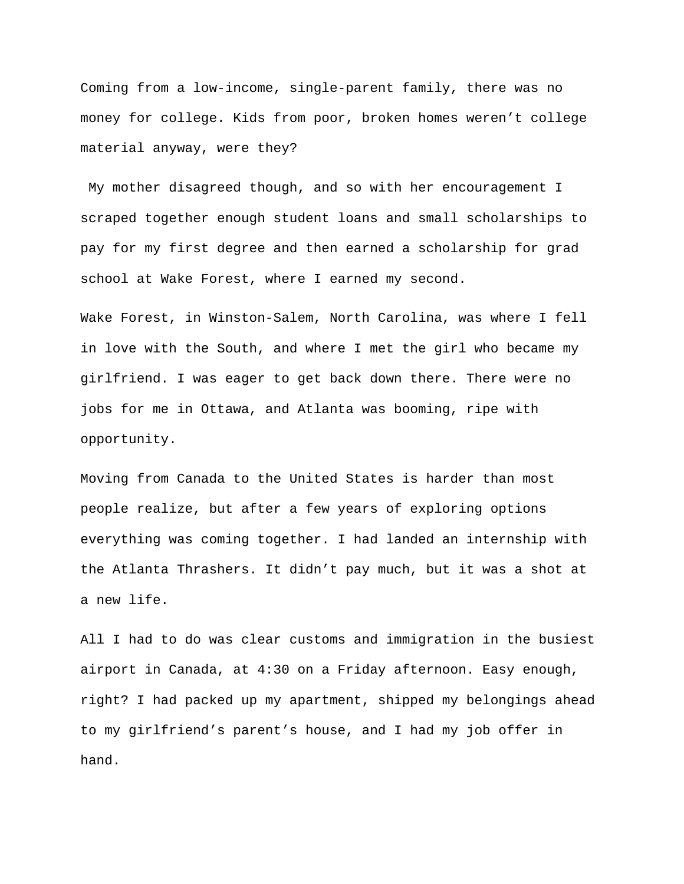Coming from a low-income, single-parent family, there was no money for college. Kids from poor, broken homes weren't college material anyway, were they?

My mother disagreed though, and so with her encouragement I scraped together enough student loans and small scholarships to pay for my first degree and then earned a scholarship for grad school at Wake Forest, where I earned my second.

Wake Forest, in Winston-Salem, North Carolina, was where I fell in love with the South, and where I met the girl who became my girlfriend. I was eager to get back down there. There were no jobs for me in Ottawa, and Atlanta was booming, ripe with opportunity.

Moving from Canada to the United States is harder than most people realize, but after a few years of exploring options everything was coming together. I had landed an internship with the Atlanta Thrashers. It didn't pay much, but it was a shot at a new life.

All I had to do was clear customs and immigration in the busiest airport in Canada, at 4:30 on a Friday afternoon. Easy enough, right? I had packed up my apartment, shipped my belongings ahead to my girlfriend's parent's house, and I had my job offer in hand.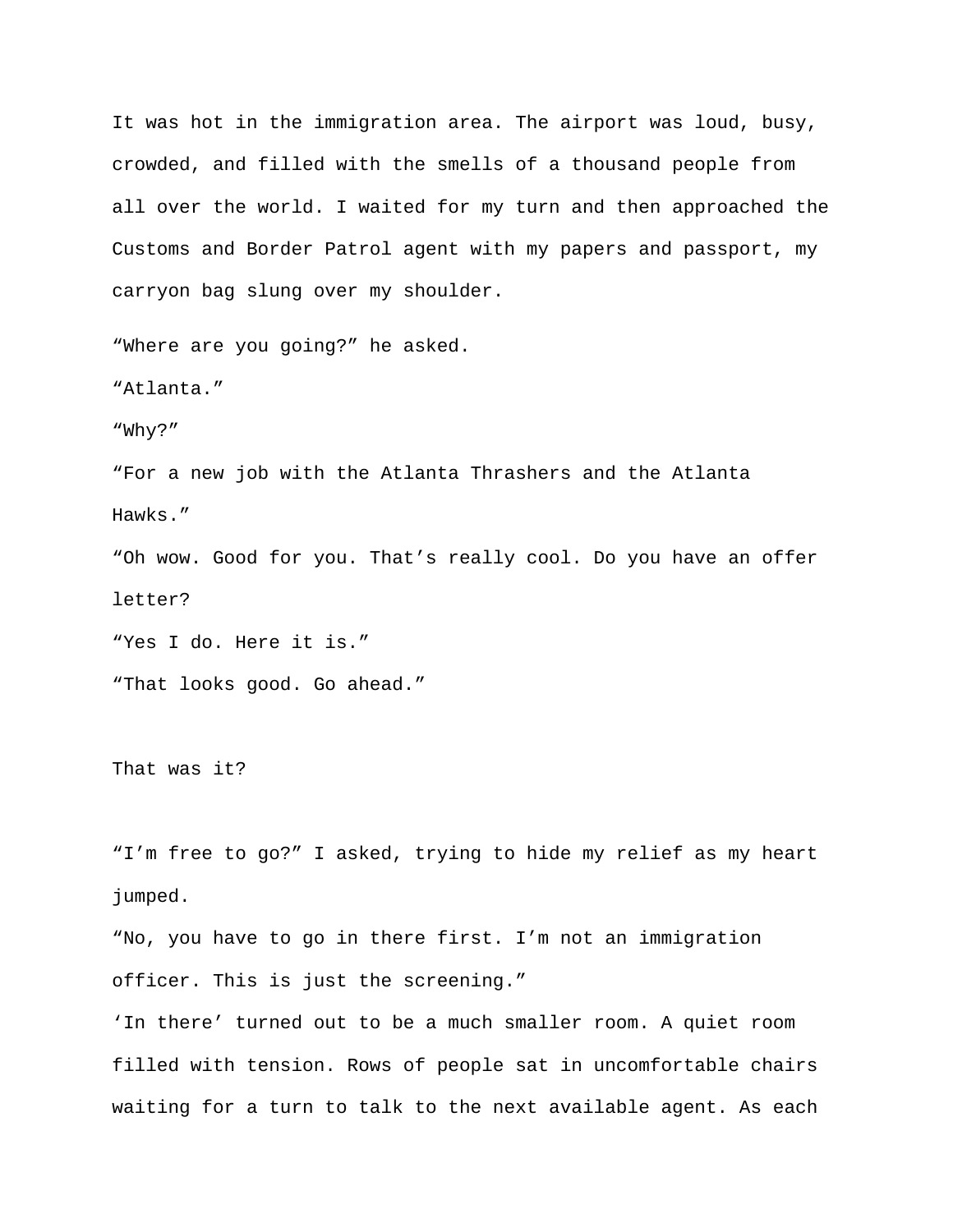It was hot in the immigration area. The airport was loud, busy, crowded, and filled with the smells of a thousand people from all over the world. I waited for my turn and then approached the Customs and Border Patrol agent with my papers and passport, my carryon bag slung over my shoulder.

“Where are you going?” he asked.

“Atlanta.”

“Why?”

“For a new job with the Atlanta Thrashers and the Atlanta Hawks.”

“Oh wow. Good for you. That’s really cool. Do you have an offer letter?

“Yes I do. Here it is.”

“That looks good. Go ahead.”

That was it?

“I’m free to go?” I asked, trying to hide my relief as my heart jumped.

“No, you have to go in there first. I’m not an immigration officer. This is just the screening.”

‘In there’ turned out to be a much smaller room. A quiet room filled with tension. Rows of people sat in uncomfortable chairs waiting for a turn to talk to the next available agent. As each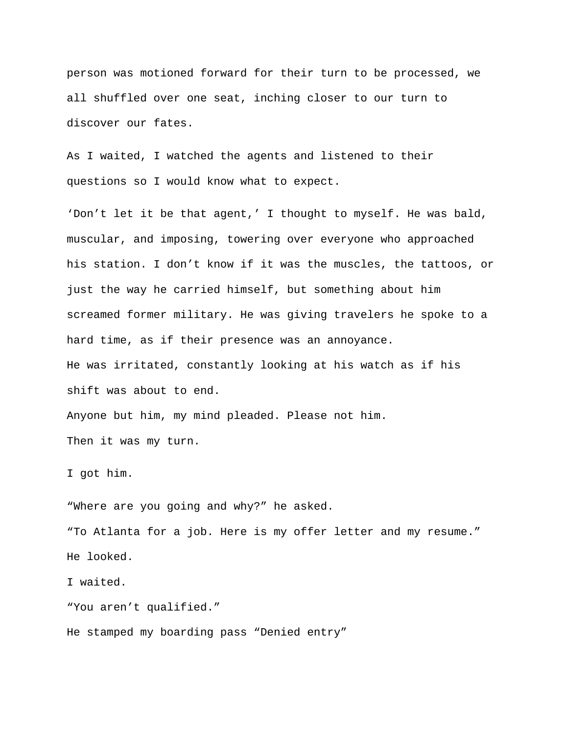person was motioned forward for their turn to be processed, we all shuffled over one seat, inching closer to our turn to discover our fates.

As I waited, I watched the agents and listened to their questions so I would know what to expect.

‘Don’t let it be that agent,’ I thought to myself. He was bald, muscular, and imposing, towering over everyone who approached his station. I don’t know if it was the muscles, the tattoos, or just the way he carried himself, but something about him screamed former military. He was giving travelers he spoke to a hard time, as if their presence was an annoyance.

He was irritated, constantly looking at his watch as if his shift was about to end.

Anyone but him, my mind pleaded. Please not him.

Then it was my turn.

I got him.

“Where are you going and why?” he asked.

“To Atlanta for a job. Here is my offer letter and my resume.”

He looked.

I waited.

“You aren’t qualified.”

He stamped my boarding pass “Denied entry”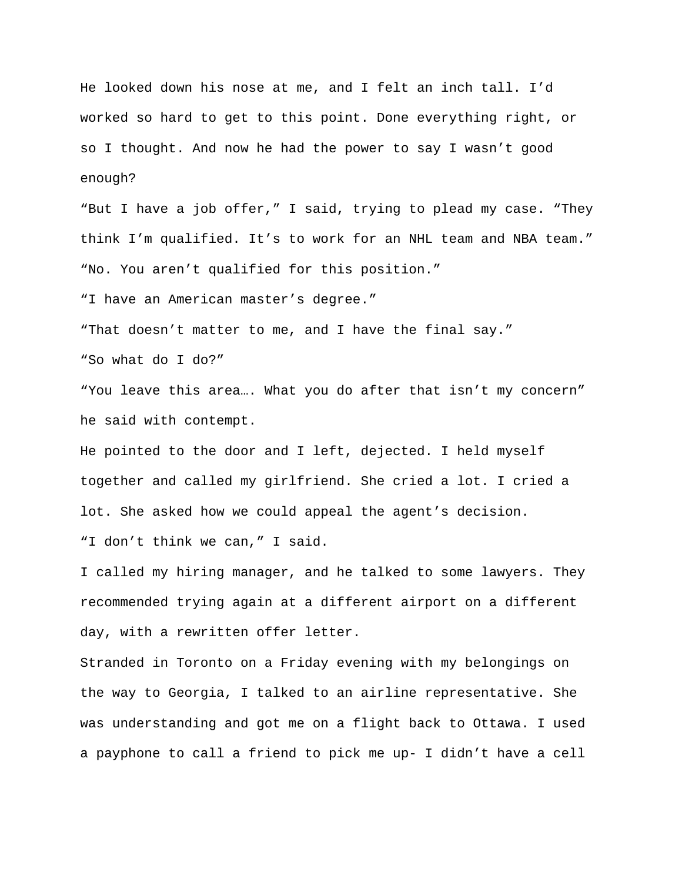He looked down his nose at me, and I felt an inch tall. I'd worked so hard to get to this point. Done everything right, or so I thought. And now he had the power to say I wasn't good enough?

"But I have a job offer," I said, trying to plead my case. "They think I'm qualified. It's to work for an NHL team and NBA team."

"No. You aren't qualified for this position."

"I have an American master's degree."

"That doesn't matter to me, and I have the final say."

"So what do I do?"

"You leave this area…. What you do after that isn't my concern" he said with contempt.

He pointed to the door and I left, dejected. I held myself together and called my girlfriend. She cried a lot. I cried a lot. She asked how we could appeal the agent's decision.

"I don't think we can," I said.

I called my hiring manager, and he talked to some lawyers. They recommended trying again at a different airport on a different day, with a rewritten offer letter.

Stranded in Toronto on a Friday evening with my belongings on the way to Georgia, I talked to an airline representative. She was understanding and got me on a flight back to Ottawa. I used a payphone to call a friend to pick me up- I didn't have a cell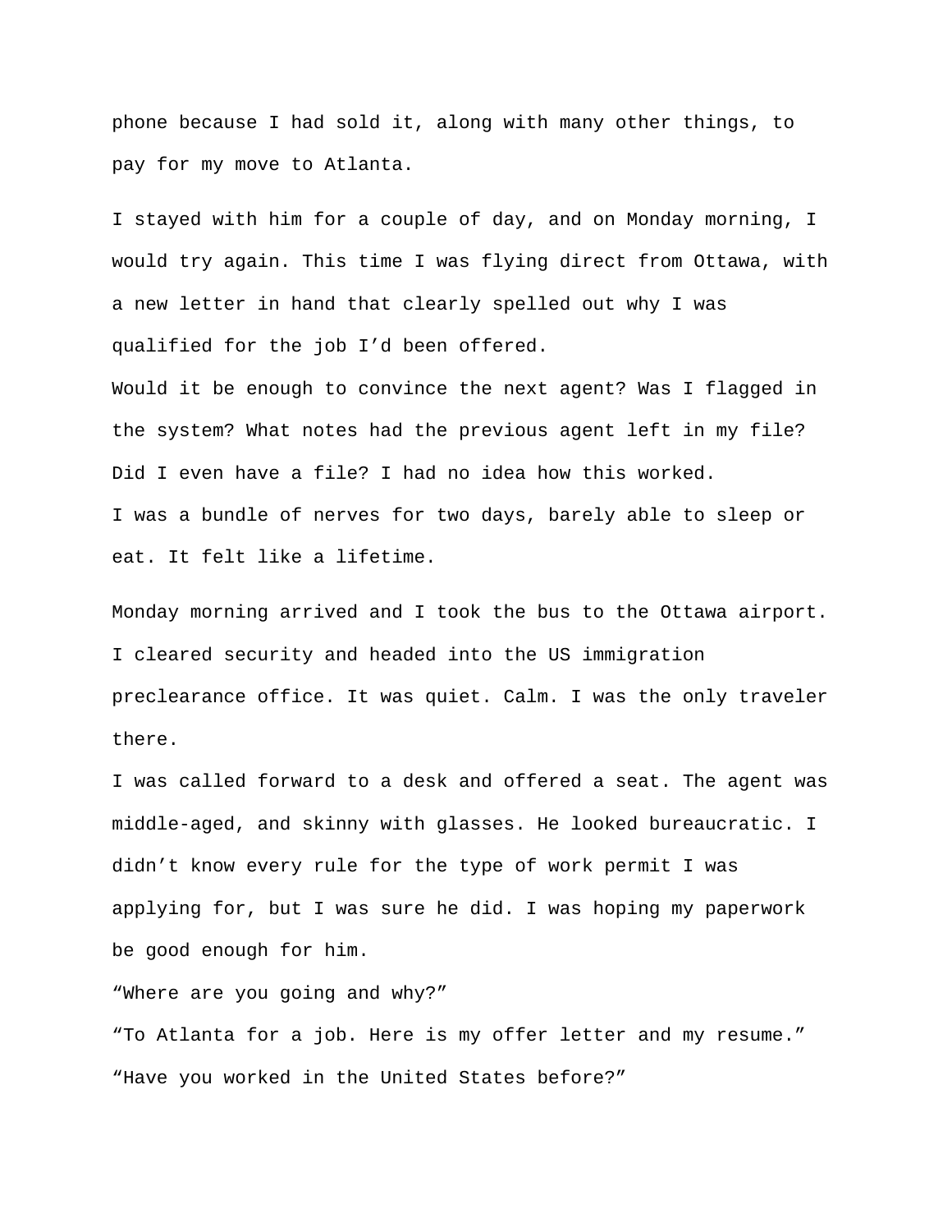phone because I had sold it, along with many other things, to pay for my move to Atlanta.

I stayed with him for a couple of day, and on Monday morning, I would try again. This time I was flying direct from Ottawa, with a new letter in hand that clearly spelled out why I was qualified for the job I'd been offered.

Would it be enough to convince the next agent? Was I flagged in the system? What notes had the previous agent left in my file? Did I even have a file? I had no idea how this worked.

I was a bundle of nerves for two days, barely able to sleep or eat. It felt like a lifetime.

Monday morning arrived and I took the bus to the Ottawa airport. I cleared security and headed into the US immigration preclearance office. It was quiet. Calm. I was the only traveler there.

I was called forward to a desk and offered a seat. The agent was middle-aged, and skinny with glasses. He looked bureaucratic. I didn't know every rule for the type of work permit I was applying for, but I was sure he did. I was hoping my paperwork be good enough for him.

"Where are you going and why?"

"To Atlanta for a job. Here is my offer letter and my resume."

"Have you worked in the United States before?"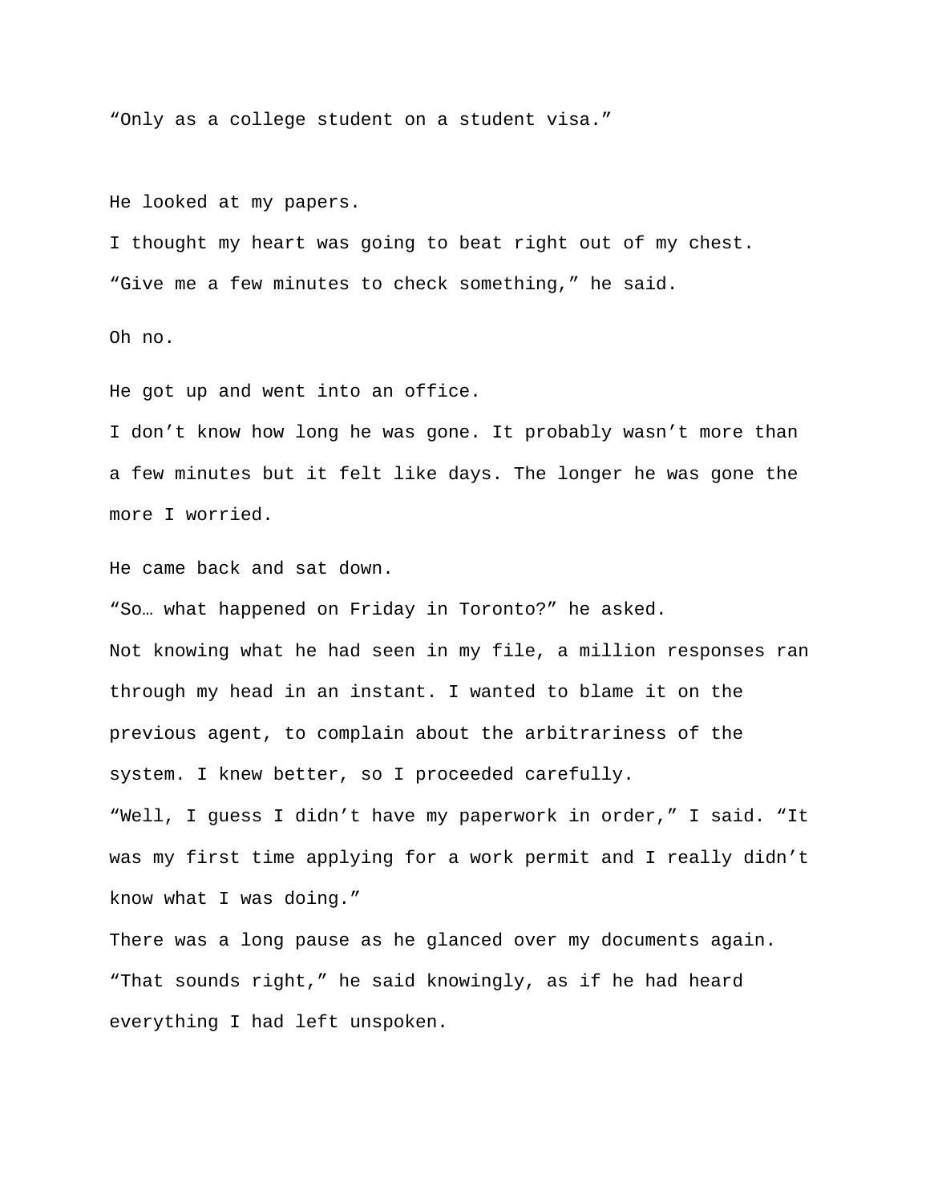"Only as a college student on a student visa."

He looked at my papers.

I thought my heart was going to beat right out of my chest.

"Give me a few minutes to check something," he said.

Oh no.

He got up and went into an office.

I don't know how long he was gone. It probably wasn't more than a few minutes but it felt like days. The longer he was gone the more I worried.

He came back and sat down.

"So… what happened on Friday in Toronto?" he asked.

Not knowing what he had seen in my file, a million responses ran through my head in an instant. I wanted to blame it on the previous agent, to complain about the arbitrariness of the system. I knew better, so I proceeded carefully.

"Well, I guess I didn't have my paperwork in order," I said. "It was my first time applying for a work permit and I really didn't know what I was doing."

There was a long pause as he glanced over my documents again.

"That sounds right," he said knowingly, as if he had heard everything I had left unspoken.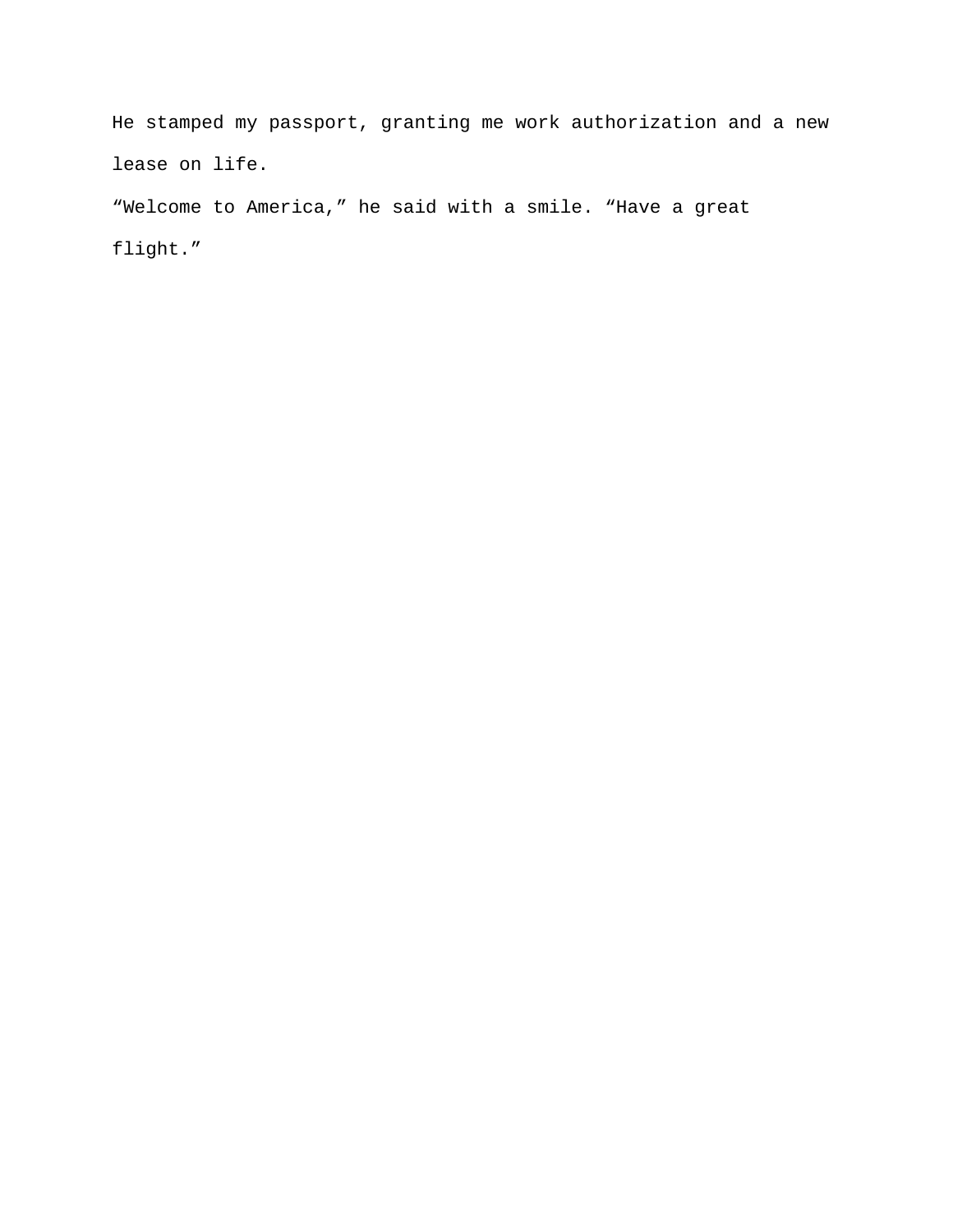He stamped my passport, granting me work authorization and a new lease on life.

“Welcome to America,” he said with a smile. “Have a great flight.”